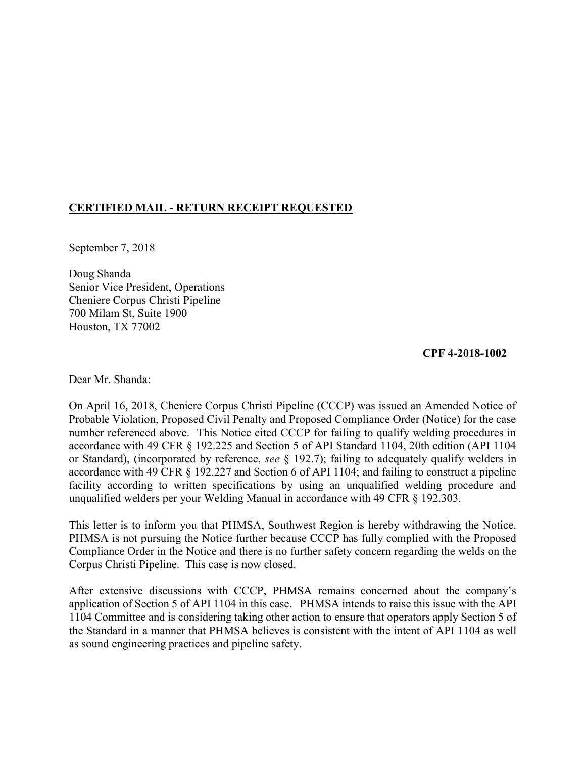**CERTIFIED MAIL - RETURN RECEIPT REQUESTED**

September 7, 2018

Doug Shanda
Senior Vice President, Operations
Cheniere Corpus Christi Pipeline
700 Milam St, Suite 1900
Houston, TX 77002

**CPF 4-2018-1002**

Dear Mr. Shanda:

On April 16, 2018, Cheniere Corpus Christi Pipeline (CCCP) was issued an Amended Notice of Probable Violation, Proposed Civil Penalty and Proposed Compliance Order (Notice) for the case number referenced above. This Notice cited CCCP for failing to qualify welding procedures in accordance with 49 CFR § 192.225 and Section 5 of API Standard 1104, 20th edition (API 1104 or Standard), (incorporated by reference, *see* § 192.7); failing to adequately qualify welders in accordance with 49 CFR § 192.227 and Section 6 of API 1104; and failing to construct a pipeline facility according to written specifications by using an unqualified welding procedure and unqualified welders per your Welding Manual in accordance with 49 CFR § 192.303.

This letter is to inform you that PHMSA, Southwest Region is hereby withdrawing the Notice. PHMSA is not pursuing the Notice further because CCCP has fully complied with the Proposed Compliance Order in the Notice and there is no further safety concern regarding the welds on the Corpus Christi Pipeline. This case is now closed.

After extensive discussions with CCCP, PHMSA remains concerned about the company's application of Section 5 of API 1104 in this case. PHMSA intends to raise this issue with the API 1104 Committee and is considering taking other action to ensure that operators apply Section 5 of the Standard in a manner that PHMSA believes is consistent with the intent of API 1104 as well as sound engineering practices and pipeline safety.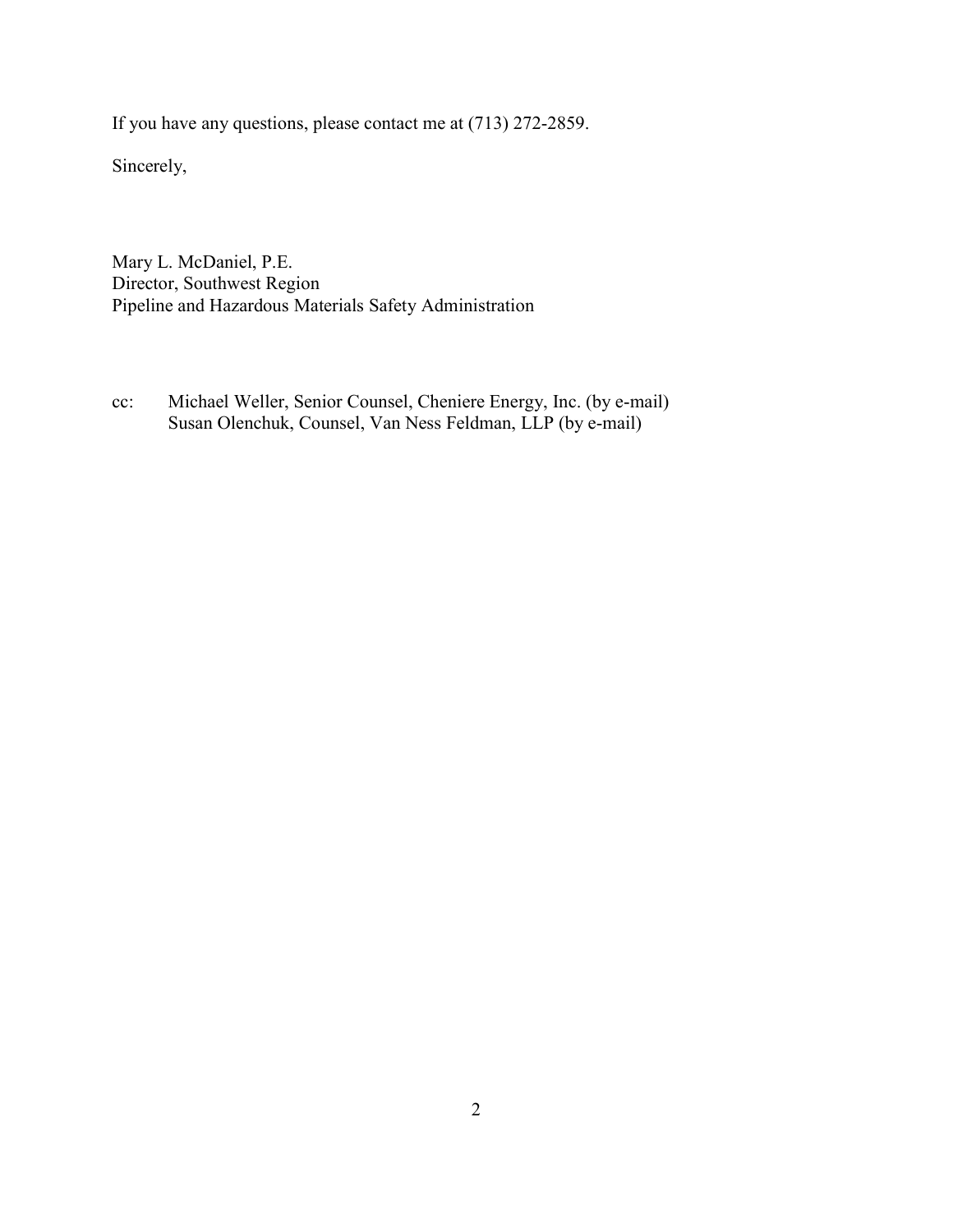If you have any questions, please contact me at (713) 272-2859.

Sincerely,

Mary L. McDaniel, P.E.
Director, Southwest Region
Pipeline and Hazardous Materials Safety Administration

cc: Michael Weller, Senior Counsel, Cheniere Energy, Inc. (by e-mail)
Susan Olenchuk, Counsel, Van Ness Feldman, LLP (by e-mail)